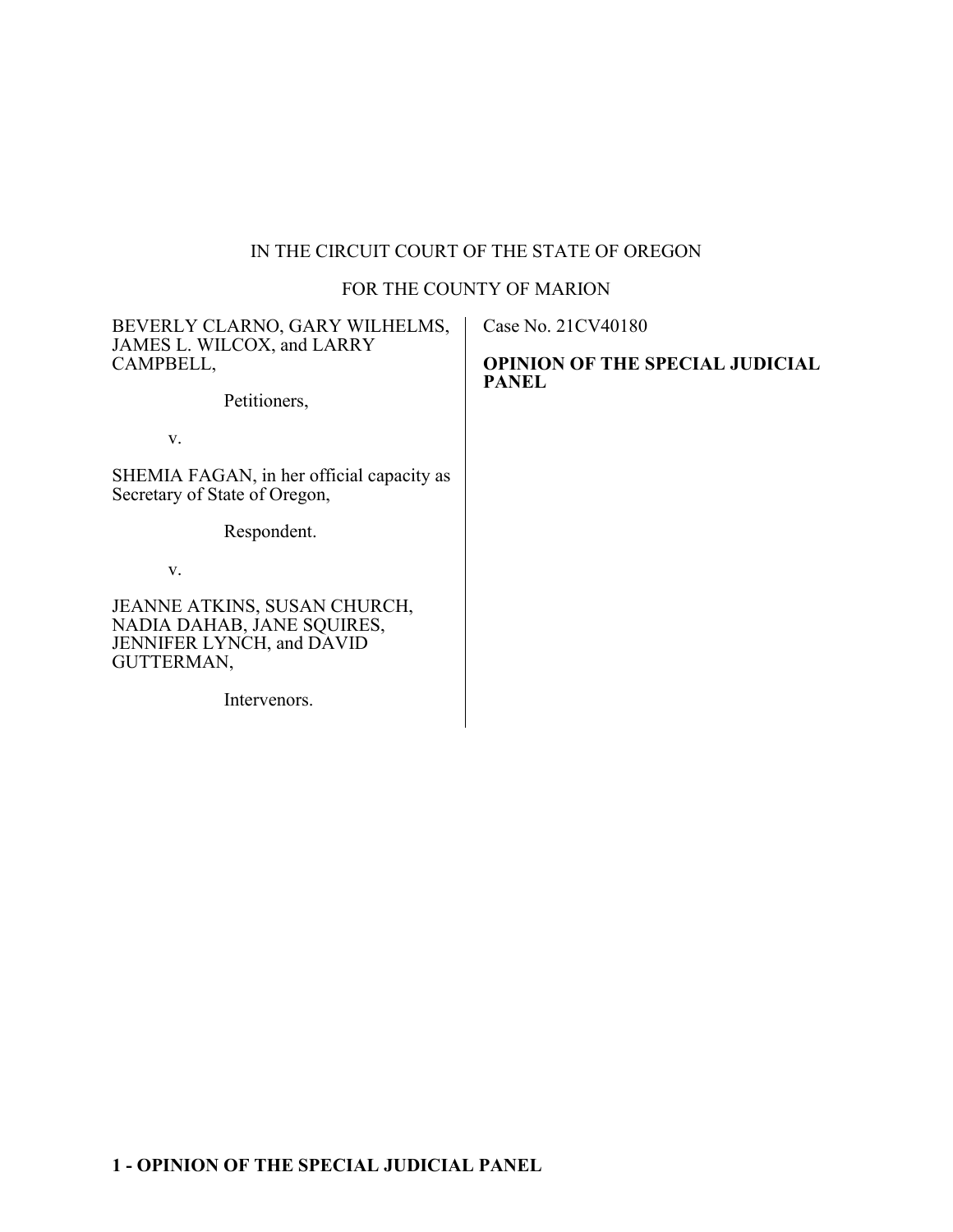IN THE CIRCUIT COURT OF THE STATE OF OREGON

FOR THE COUNTY OF MARION

BEVERLY CLARNO, GARY WILHELMS, JAMES L. WILCOX, and LARRY CAMPBELL,

Petitioners,

v.

SHEMIA FAGAN, in her official capacity as Secretary of State of Oregon,

Respondent.

v.

JEANNE ATKINS, SUSAN CHURCH, NADIA DAHAB, JANE SQUIRES, JENNIFER LYNCH, and DAVID GUTTERMAN,

Intervenors.

Case No. 21CV40180

**OPINION OF THE SPECIAL JUDICIAL PANEL**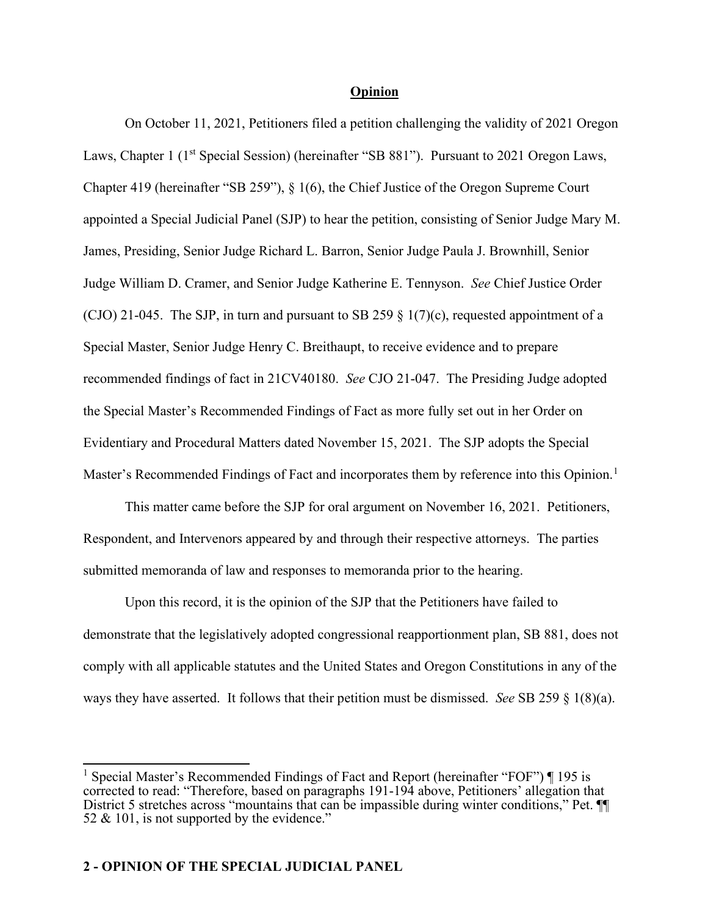## Opinion

On October 11, 2021, Petitioners filed a petition challenging the validity of 2021 Oregon Laws, Chapter 1 (1st Special Session) (hereinafter "SB 881"). Pursuant to 2021 Oregon Laws, Chapter 419 (hereinafter "SB 259"), § 1(6), the Chief Justice of the Oregon Supreme Court appointed a Special Judicial Panel (SJP) to hear the petition, consisting of Senior Judge Mary M. James, Presiding, Senior Judge Richard L. Barron, Senior Judge Paula J. Brownhill, Senior Judge William D. Cramer, and Senior Judge Katherine E. Tennyson. *See* Chief Justice Order (CJO) 21-045. The SJP, in turn and pursuant to SB 259 § 1(7)(c), requested appointment of a Special Master, Senior Judge Henry C. Breithaupt, to receive evidence and to prepare recommended findings of fact in 21CV40180. *See* CJO 21-047. The Presiding Judge adopted the Special Master's Recommended Findings of Fact as more fully set out in her Order on Evidentiary and Procedural Matters dated November 15, 2021. The SJP adopts the Special Master's Recommended Findings of Fact and incorporates them by reference into this Opinion.[1]

This matter came before the SJP for oral argument on November 16, 2021. Petitioners, Respondent, and Intervenors appeared by and through their respective attorneys. The parties submitted memoranda of law and responses to memoranda prior to the hearing.

Upon this record, it is the opinion of the SJP that the Petitioners have failed to demonstrate that the legislatively adopted congressional reapportionment plan, SB 881, does not comply with all applicable statutes and the United States and Oregon Constitutions in any of the ways they have asserted. It follows that their petition must be dismissed. *See* SB 259 § 1(8)(a).

---

[1] Special Master's Recommended Findings of Fact and Report (hereinafter "FOF") ¶ 195 is corrected to read: "Therefore, based on paragraphs 191-194 above, Petitioners' allegation that District 5 stretches across "mountains that can be impassible during winter conditions," Pet. ¶¶ 52 & 101, is not supported by the evidence."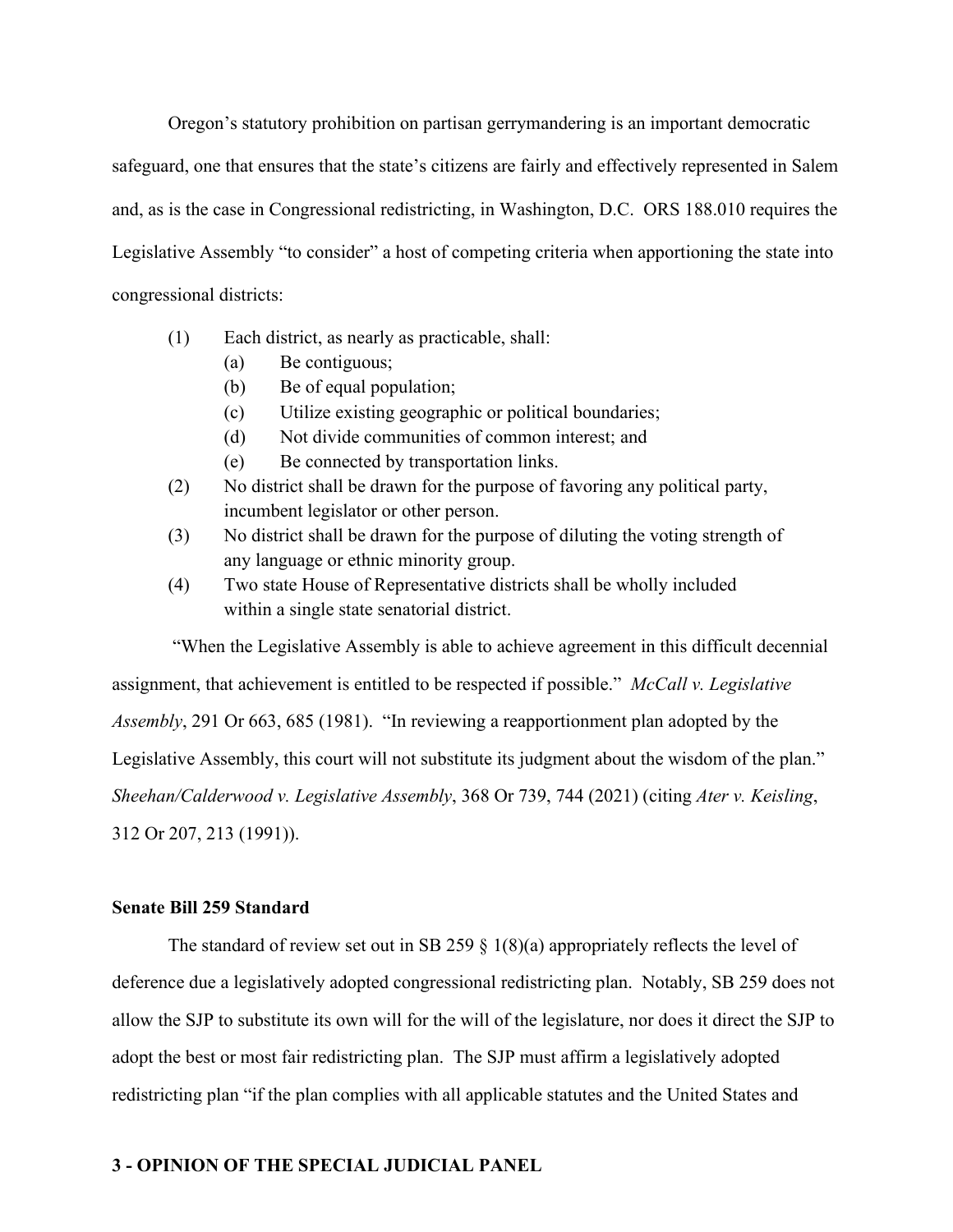Oregon's statutory prohibition on partisan gerrymandering is an important democratic safeguard, one that ensures that the state's citizens are fairly and effectively represented in Salem and, as is the case in Congressional redistricting, in Washington, D.C. ORS 188.010 requires the Legislative Assembly "to consider" a host of competing criteria when apportioning the state into congressional districts:

> (1) Each district, as nearly as practicable, shall:
>
> > (a) Be contiguous;
> >
> > (b) Be of equal population;
> >
> > (c) Utilize existing geographic or political boundaries;
> >
> > (d) Not divide communities of common interest; and
> >
> > (e) Be connected by transportation links.
>
> (2) No district shall be drawn for the purpose of favoring any political party, incumbent legislator or other person.
>
> (3) No district shall be drawn for the purpose of diluting the voting strength of any language or ethnic minority group.
>
> (4) Two state House of Representative districts shall be wholly included within a single state senatorial district.

"When the Legislative Assembly is able to achieve agreement in this difficult decennial assignment, that achievement is entitled to be respected if possible." *McCall v. Legislative Assembly*, 291 Or 663, 685 (1981). "In reviewing a reapportionment plan adopted by the Legislative Assembly, this court will not substitute its judgment about the wisdom of the plan." *Sheehan/Calderwood v. Legislative Assembly*, 368 Or 739, 744 (2021) (citing *Ater v. Keisling*, 312 Or 207, 213 (1991)).

**Senate Bill 259 Standard**

The standard of review set out in SB 259 § 1(8)(a) appropriately reflects the level of deference due a legislatively adopted congressional redistricting plan. Notably, SB 259 does not allow the SJP to substitute its own will for the will of the legislature, nor does it direct the SJP to adopt the best or most fair redistricting plan. The SJP must affirm a legislatively adopted redistricting plan "if the plan complies with all applicable statutes and the United States and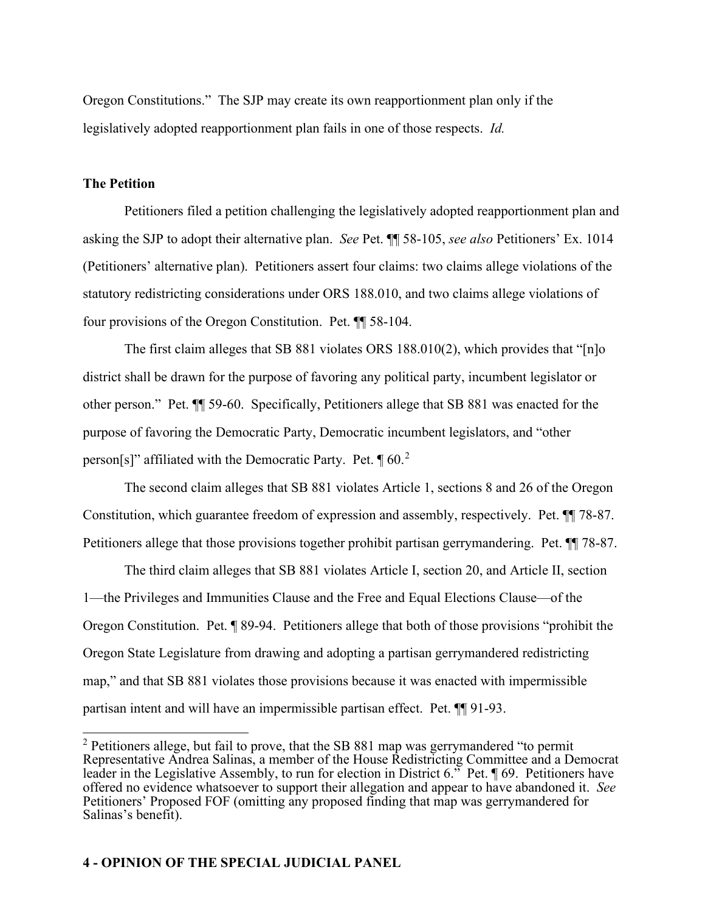Oregon Constitutions." The SJP may create its own reapportionment plan only if the legislatively adopted reapportionment plan fails in one of those respects. *Id.*

**The Petition**

Petitioners filed a petition challenging the legislatively adopted reapportionment plan and asking the SJP to adopt their alternative plan. *See* Pet. ¶¶ 58-105, *see also* Petitioners' Ex. 1014 (Petitioners' alternative plan). Petitioners assert four claims: two claims allege violations of the statutory redistricting considerations under ORS 188.010, and two claims allege violations of four provisions of the Oregon Constitution. Pet. ¶¶ 58-104.

The first claim alleges that SB 881 violates ORS 188.010(2), which provides that "[n]o district shall be drawn for the purpose of favoring any political party, incumbent legislator or other person." Pet. ¶¶ 59-60. Specifically, Petitioners allege that SB 881 was enacted for the purpose of favoring the Democratic Party, Democratic incumbent legislators, and "other person[s]" affiliated with the Democratic Party. Pet. ¶ 60.[2]

The second claim alleges that SB 881 violates Article 1, sections 8 and 26 of the Oregon Constitution, which guarantee freedom of expression and assembly, respectively. Pet. ¶¶ 78-87. Petitioners allege that those provisions together prohibit partisan gerrymandering. Pet. ¶¶ 78-87.

The third claim alleges that SB 881 violates Article I, section 20, and Article II, section 1—the Privileges and Immunities Clause and the Free and Equal Elections Clause—of the Oregon Constitution. Pet. ¶ 89-94. Petitioners allege that both of those provisions "prohibit the Oregon State Legislature from drawing and adopting a partisan gerrymandered redistricting map," and that SB 881 violates those provisions because it was enacted with impermissible partisan intent and will have an impermissible partisan effect. Pet. ¶¶ 91-93.

[2] Petitioners allege, but fail to prove, that the SB 881 map was gerrymandered "to permit Representative Andrea Salinas, a member of the House Redistricting Committee and a Democrat leader in the Legislative Assembly, to run for election in District 6." Pet. ¶ 69. Petitioners have offered no evidence whatsoever to support their allegation and appear to have abandoned it. *See* Petitioners' Proposed FOF (omitting any proposed finding that map was gerrymandered for Salinas's benefit).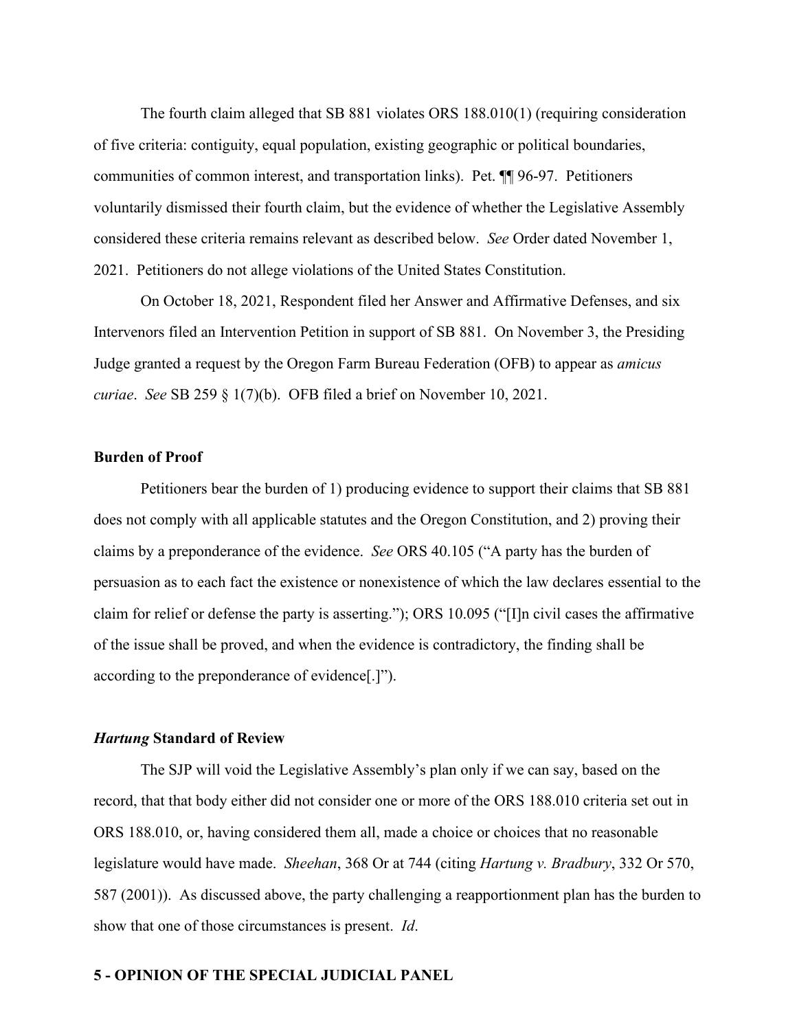The fourth claim alleged that SB 881 violates ORS 188.010(1) (requiring consideration of five criteria: contiguity, equal population, existing geographic or political boundaries, communities of common interest, and transportation links). Pet. ¶¶ 96-97. Petitioners voluntarily dismissed their fourth claim, but the evidence of whether the Legislative Assembly considered these criteria remains relevant as described below. *See* Order dated November 1, 2021. Petitioners do not allege violations of the United States Constitution.

On October 18, 2021, Respondent filed her Answer and Affirmative Defenses, and six Intervenors filed an Intervention Petition in support of SB 881. On November 3, the Presiding Judge granted a request by the Oregon Farm Bureau Federation (OFB) to appear as *amicus curiae*. *See* SB 259 § 1(7)(b). OFB filed a brief on November 10, 2021.

**Burden of Proof**

Petitioners bear the burden of 1) producing evidence to support their claims that SB 881 does not comply with all applicable statutes and the Oregon Constitution, and 2) proving their claims by a preponderance of the evidence. *See* ORS 40.105 ("A party has the burden of persuasion as to each fact the existence or nonexistence of which the law declares essential to the claim for relief or defense the party is asserting."); ORS 10.095 ("[I]n civil cases the affirmative of the issue shall be proved, and when the evidence is contradictory, the finding shall be according to the preponderance of evidence[.]").

***Hartung* Standard of Review**

The SJP will void the Legislative Assembly's plan only if we can say, based on the record, that that body either did not consider one or more of the ORS 188.010 criteria set out in ORS 188.010, or, having considered them all, made a choice or choices that no reasonable legislature would have made. *Sheehan*, 368 Or at 744 (citing *Hartung v. Bradbury*, 332 Or 570, 587 (2001)). As discussed above, the party challenging a reapportionment plan has the burden to show that one of those circumstances is present. *Id*.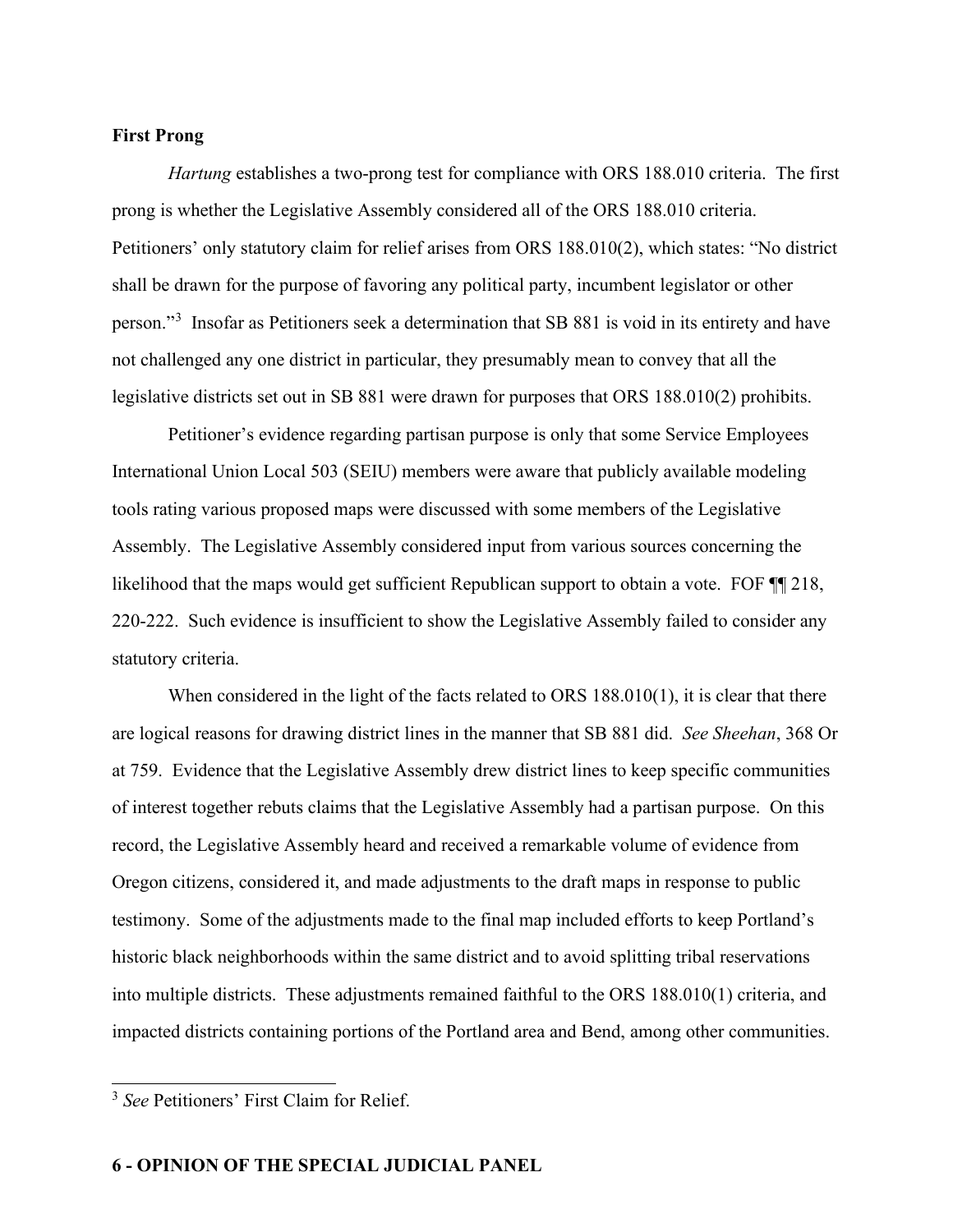**First Prong**

*Hartung* establishes a two-prong test for compliance with ORS 188.010 criteria. The first prong is whether the Legislative Assembly considered all of the ORS 188.010 criteria. Petitioners' only statutory claim for relief arises from ORS 188.010(2), which states: "No district shall be drawn for the purpose of favoring any political party, incumbent legislator or other person."[3] Insofar as Petitioners seek a determination that SB 881 is void in its entirety and have not challenged any one district in particular, they presumably mean to convey that all the legislative districts set out in SB 881 were drawn for purposes that ORS 188.010(2) prohibits.

Petitioner's evidence regarding partisan purpose is only that some Service Employees International Union Local 503 (SEIU) members were aware that publicly available modeling tools rating various proposed maps were discussed with some members of the Legislative Assembly. The Legislative Assembly considered input from various sources concerning the likelihood that the maps would get sufficient Republican support to obtain a vote. FOF ¶¶ 218, 220-222. Such evidence is insufficient to show the Legislative Assembly failed to consider any statutory criteria.

When considered in the light of the facts related to ORS 188.010(1), it is clear that there are logical reasons for drawing district lines in the manner that SB 881 did. *See Sheehan*, 368 Or at 759. Evidence that the Legislative Assembly drew district lines to keep specific communities of interest together rebuts claims that the Legislative Assembly had a partisan purpose. On this record, the Legislative Assembly heard and received a remarkable volume of evidence from Oregon citizens, considered it, and made adjustments to the draft maps in response to public testimony. Some of the adjustments made to the final map included efforts to keep Portland's historic black neighborhoods within the same district and to avoid splitting tribal reservations into multiple districts. These adjustments remained faithful to the ORS 188.010(1) criteria, and impacted districts containing portions of the Portland area and Bend, among other communities.

---

[3] *See* Petitioners' First Claim for Relief.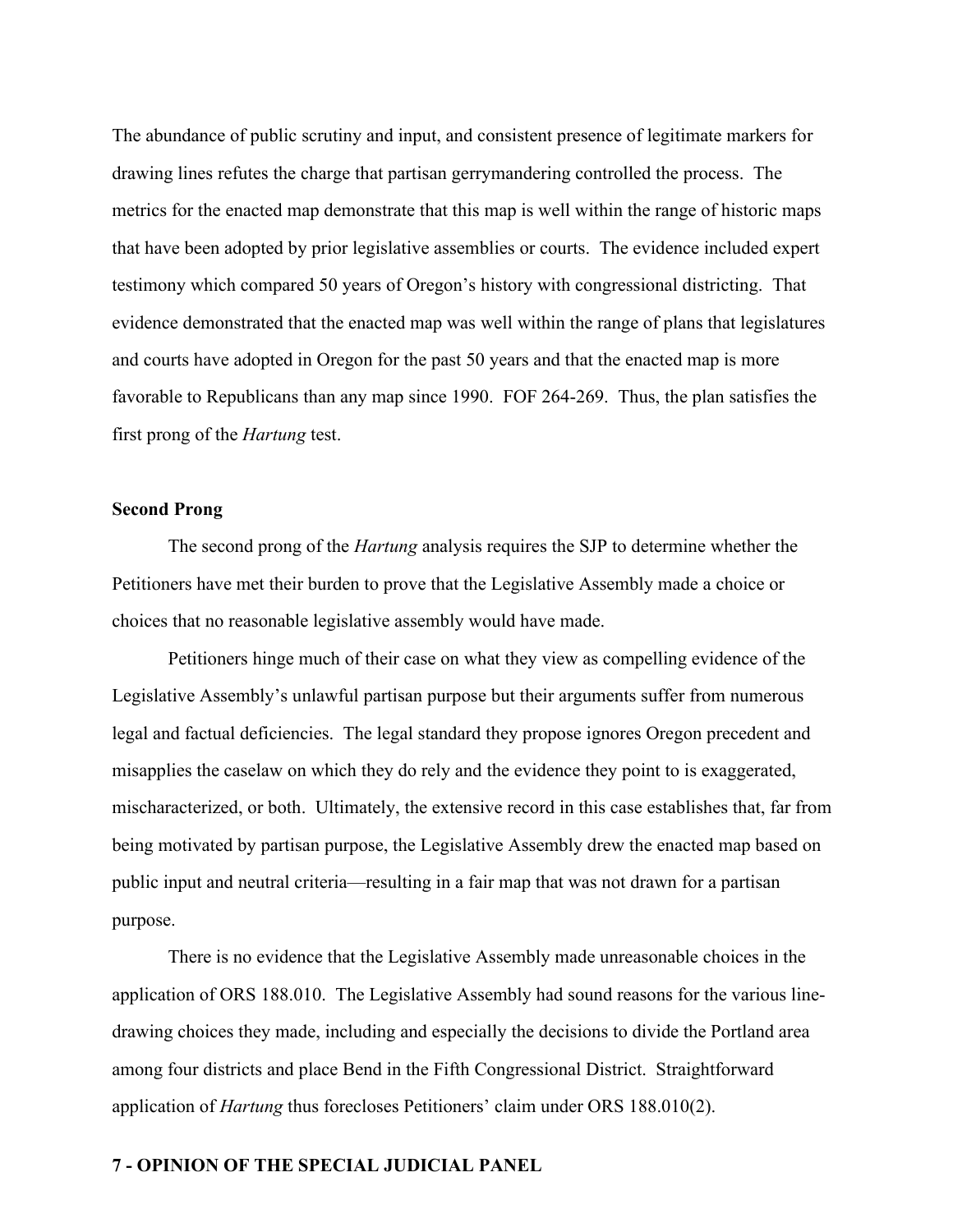The abundance of public scrutiny and input, and consistent presence of legitimate markers for drawing lines refutes the charge that partisan gerrymandering controlled the process. The metrics for the enacted map demonstrate that this map is well within the range of historic maps that have been adopted by prior legislative assemblies or courts. The evidence included expert testimony which compared 50 years of Oregon's history with congressional districting. That evidence demonstrated that the enacted map was well within the range of plans that legislatures and courts have adopted in Oregon for the past 50 years and that the enacted map is more favorable to Republicans than any map since 1990. FOF 264-269. Thus, the plan satisfies the first prong of the *Hartung* test.

**Second Prong**

The second prong of the *Hartung* analysis requires the SJP to determine whether the Petitioners have met their burden to prove that the Legislative Assembly made a choice or choices that no reasonable legislative assembly would have made.

Petitioners hinge much of their case on what they view as compelling evidence of the Legislative Assembly's unlawful partisan purpose but their arguments suffer from numerous legal and factual deficiencies. The legal standard they propose ignores Oregon precedent and misapplies the caselaw on which they do rely and the evidence they point to is exaggerated, mischaracterized, or both. Ultimately, the extensive record in this case establishes that, far from being motivated by partisan purpose, the Legislative Assembly drew the enacted map based on public input and neutral criteria—resulting in a fair map that was not drawn for a partisan purpose.

There is no evidence that the Legislative Assembly made unreasonable choices in the application of ORS 188.010. The Legislative Assembly had sound reasons for the various line-drawing choices they made, including and especially the decisions to divide the Portland area among four districts and place Bend in the Fifth Congressional District. Straightforward application of *Hartung* thus forecloses Petitioners' claim under ORS 188.010(2).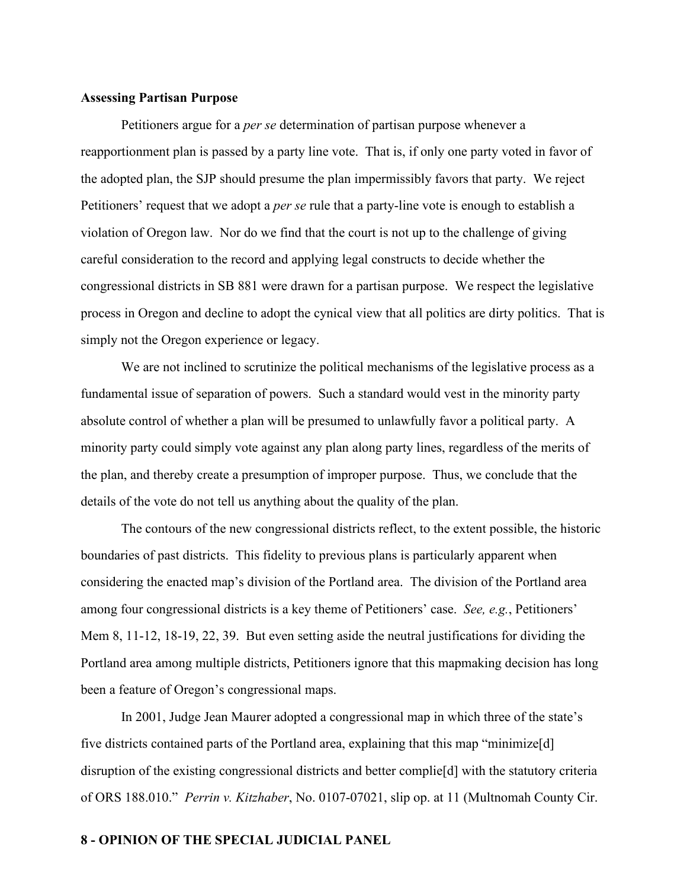**Assessing Partisan Purpose**

Petitioners argue for a *per se* determination of partisan purpose whenever a reapportionment plan is passed by a party line vote. That is, if only one party voted in favor of the adopted plan, the SJP should presume the plan impermissibly favors that party. We reject Petitioners' request that we adopt a *per se* rule that a party-line vote is enough to establish a violation of Oregon law. Nor do we find that the court is not up to the challenge of giving careful consideration to the record and applying legal constructs to decide whether the congressional districts in SB 881 were drawn for a partisan purpose. We respect the legislative process in Oregon and decline to adopt the cynical view that all politics are dirty politics. That is simply not the Oregon experience or legacy.

We are not inclined to scrutinize the political mechanisms of the legislative process as a fundamental issue of separation of powers. Such a standard would vest in the minority party absolute control of whether a plan will be presumed to unlawfully favor a political party. A minority party could simply vote against any plan along party lines, regardless of the merits of the plan, and thereby create a presumption of improper purpose. Thus, we conclude that the details of the vote do not tell us anything about the quality of the plan.

The contours of the new congressional districts reflect, to the extent possible, the historic boundaries of past districts. This fidelity to previous plans is particularly apparent when considering the enacted map's division of the Portland area. The division of the Portland area among four congressional districts is a key theme of Petitioners' case. *See, e.g.*, Petitioners' Mem 8, 11-12, 18-19, 22, 39. But even setting aside the neutral justifications for dividing the Portland area among multiple districts, Petitioners ignore that this mapmaking decision has long been a feature of Oregon's congressional maps.

In 2001, Judge Jean Maurer adopted a congressional map in which three of the state's five districts contained parts of the Portland area, explaining that this map "minimize[d] disruption of the existing congressional districts and better complie[d] with the statutory criteria of ORS 188.010." *Perrin v. Kitzhaber*, No. 0107-07021, slip op. at 11 (Multnomah County Cir.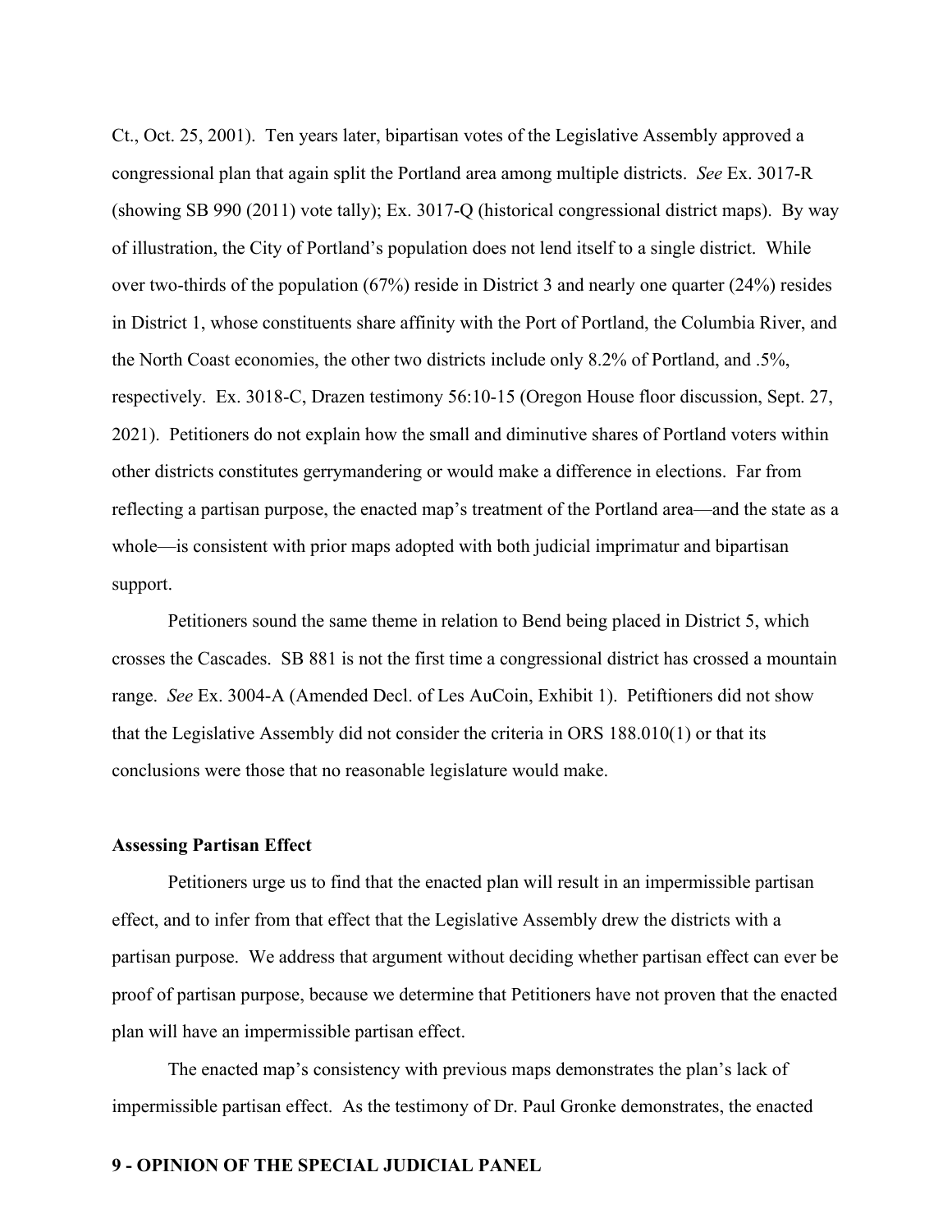Ct., Oct. 25, 2001). Ten years later, bipartisan votes of the Legislative Assembly approved a congressional plan that again split the Portland area among multiple districts. *See* Ex. 3017-R (showing SB 990 (2011) vote tally); Ex. 3017-Q (historical congressional district maps). By way of illustration, the City of Portland's population does not lend itself to a single district. While over two-thirds of the population (67%) reside in District 3 and nearly one quarter (24%) resides in District 1, whose constituents share affinity with the Port of Portland, the Columbia River, and the North Coast economies, the other two districts include only 8.2% of Portland, and .5%, respectively. Ex. 3018-C, Drazen testimony 56:10-15 (Oregon House floor discussion, Sept. 27, 2021). Petitioners do not explain how the small and diminutive shares of Portland voters within other districts constitutes gerrymandering or would make a difference in elections. Far from reflecting a partisan purpose, the enacted map's treatment of the Portland area—and the state as a whole—is consistent with prior maps adopted with both judicial imprimatur and bipartisan support.

Petitioners sound the same theme in relation to Bend being placed in District 5, which crosses the Cascades. SB 881 is not the first time a congressional district has crossed a mountain range. *See* Ex. 3004-A (Amended Decl. of Les AuCoin, Exhibit 1). Petiftioners did not show that the Legislative Assembly did not consider the criteria in ORS 188.010(1) or that its conclusions were those that no reasonable legislature would make.

**Assessing Partisan Effect**

Petitioners urge us to find that the enacted plan will result in an impermissible partisan effect, and to infer from that effect that the Legislative Assembly drew the districts with a partisan purpose. We address that argument without deciding whether partisan effect can ever be proof of partisan purpose, because we determine that Petitioners have not proven that the enacted plan will have an impermissible partisan effect.

The enacted map's consistency with previous maps demonstrates the plan's lack of impermissible partisan effect. As the testimony of Dr. Paul Gronke demonstrates, the enacted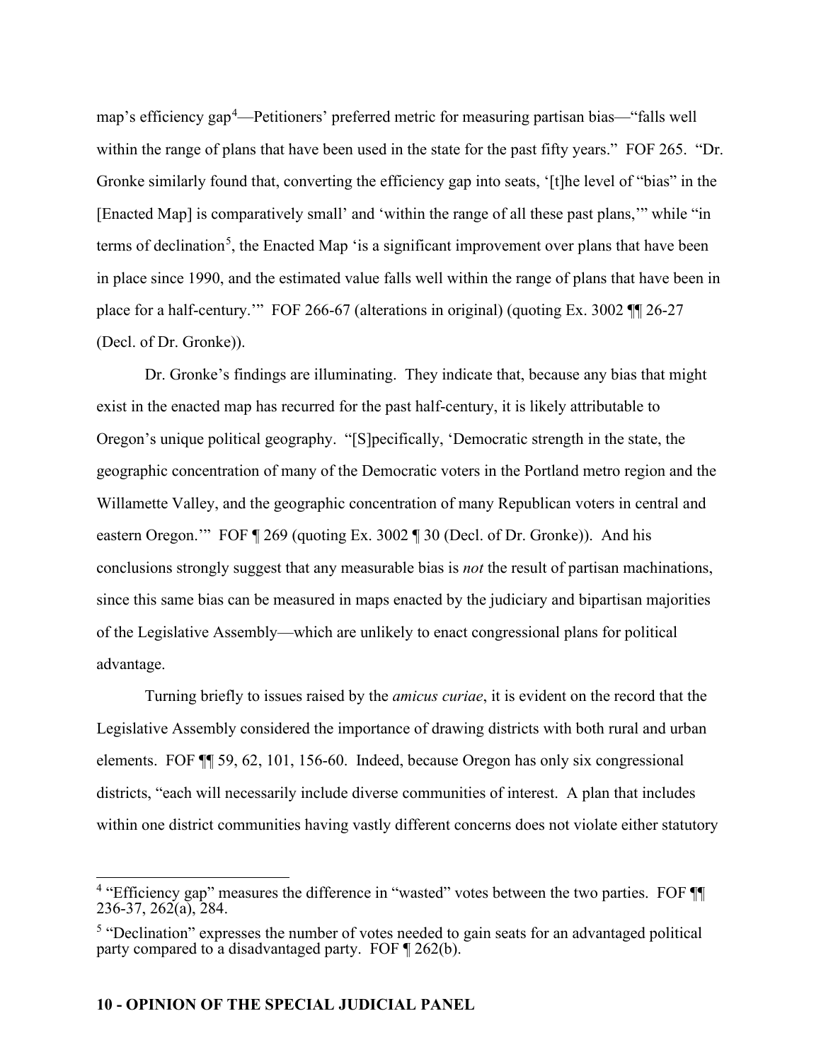map's efficiency gap[4]—Petitioners' preferred metric for measuring partisan bias—"falls well within the range of plans that have been used in the state for the past fifty years." FOF 265. "Dr. Gronke similarly found that, converting the efficiency gap into seats, '[t]he level of "bias" in the [Enacted Map] is comparatively small' and 'within the range of all these past plans,'" while "in terms of declination[5], the Enacted Map 'is a significant improvement over plans that have been in place since 1990, and the estimated value falls well within the range of plans that have been in place for a half-century.'" FOF 266-67 (alterations in original) (quoting Ex. 3002 ¶¶ 26-27 (Decl. of Dr. Gronke)).

Dr. Gronke's findings are illuminating. They indicate that, because any bias that might exist in the enacted map has recurred for the past half-century, it is likely attributable to Oregon's unique political geography. "[S]pecifically, 'Democratic strength in the state, the geographic concentration of many of the Democratic voters in the Portland metro region and the Willamette Valley, and the geographic concentration of many Republican voters in central and eastern Oregon.'" FOF ¶ 269 (quoting Ex. 3002 ¶ 30 (Decl. of Dr. Gronke)). And his conclusions strongly suggest that any measurable bias is *not* the result of partisan machinations, since this same bias can be measured in maps enacted by the judiciary and bipartisan majorities of the Legislative Assembly—which are unlikely to enact congressional plans for political advantage.

Turning briefly to issues raised by the *amicus curiae*, it is evident on the record that the Legislative Assembly considered the importance of drawing districts with both rural and urban elements. FOF ¶¶ 59, 62, 101, 156-60. Indeed, because Oregon has only six congressional districts, "each will necessarily include diverse communities of interest. A plan that includes within one district communities having vastly different concerns does not violate either statutory

[4] "Efficiency gap" measures the difference in "wasted" votes between the two parties. FOF ¶¶ 236-37, 262(a), 284.

[5] "Declination" expresses the number of votes needed to gain seats for an advantaged political party compared to a disadvantaged party. FOF ¶ 262(b).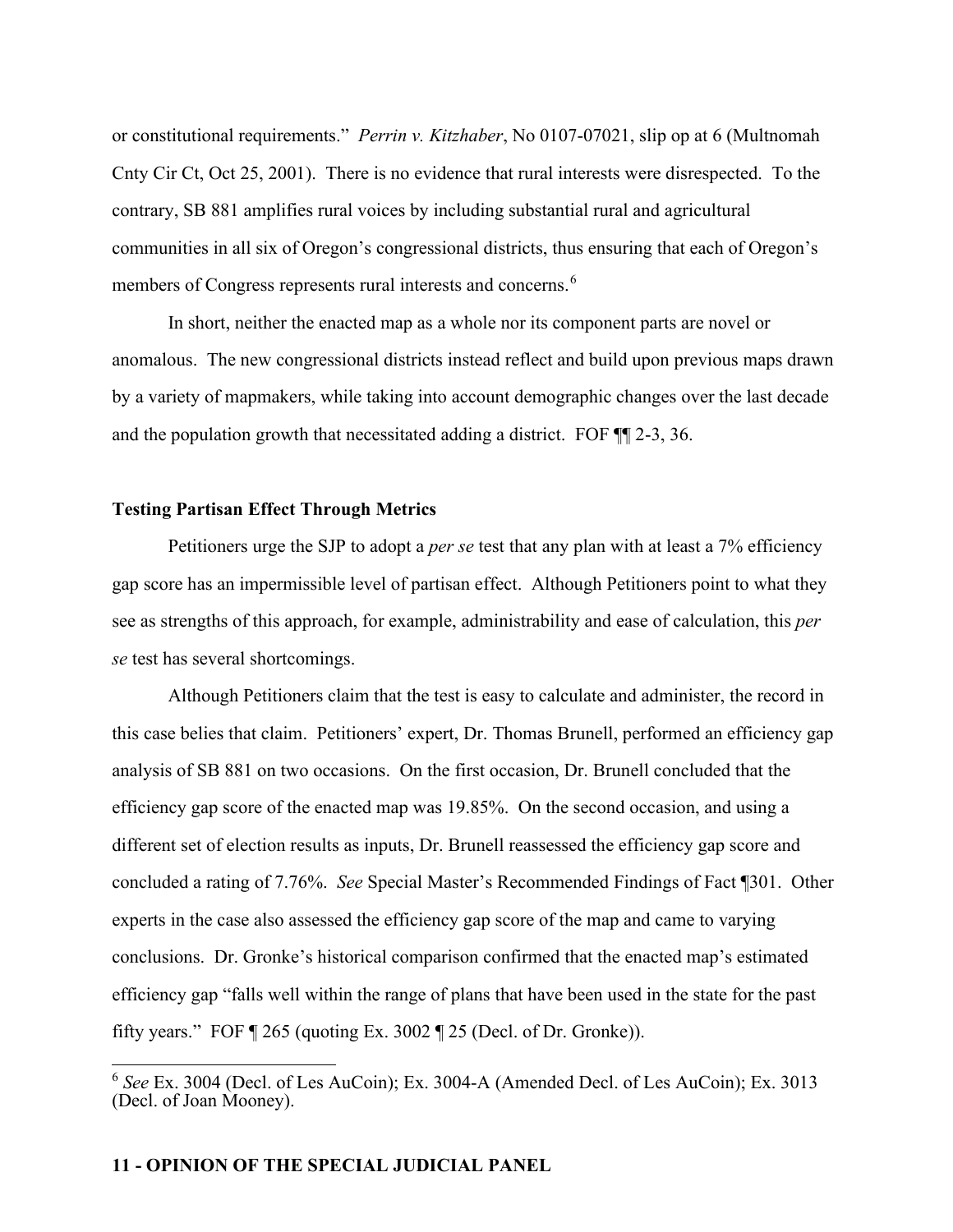or constitutional requirements." *Perrin v. Kitzhaber*, No 0107-07021, slip op at 6 (Multnomah Cnty Cir Ct, Oct 25, 2001). There is no evidence that rural interests were disrespected. To the contrary, SB 881 amplifies rural voices by including substantial rural and agricultural communities in all six of Oregon's congressional districts, thus ensuring that each of Oregon's members of Congress represents rural interests and concerns.[6]

In short, neither the enacted map as a whole nor its component parts are novel or anomalous. The new congressional districts instead reflect and build upon previous maps drawn by a variety of mapmakers, while taking into account demographic changes over the last decade and the population growth that necessitated adding a district. FOF ¶¶ 2-3, 36.

**Testing Partisan Effect Through Metrics**

Petitioners urge the SJP to adopt a *per se* test that any plan with at least a 7% efficiency gap score has an impermissible level of partisan effect. Although Petitioners point to what they see as strengths of this approach, for example, administrability and ease of calculation, this *per se* test has several shortcomings.

Although Petitioners claim that the test is easy to calculate and administer, the record in this case belies that claim. Petitioners' expert, Dr. Thomas Brunell, performed an efficiency gap analysis of SB 881 on two occasions. On the first occasion, Dr. Brunell concluded that the efficiency gap score of the enacted map was 19.85%. On the second occasion, and using a different set of election results as inputs, Dr. Brunell reassessed the efficiency gap score and concluded a rating of 7.76%. *See* Special Master's Recommended Findings of Fact ¶301. Other experts in the case also assessed the efficiency gap score of the map and came to varying conclusions. Dr. Gronke's historical comparison confirmed that the enacted map's estimated efficiency gap "falls well within the range of plans that have been used in the state for the past fifty years." FOF ¶ 265 (quoting Ex. 3002 ¶ 25 (Decl. of Dr. Gronke)).

[6] *See* Ex. 3004 (Decl. of Les AuCoin); Ex. 3004-A (Amended Decl. of Les AuCoin); Ex. 3013 (Decl. of Joan Mooney).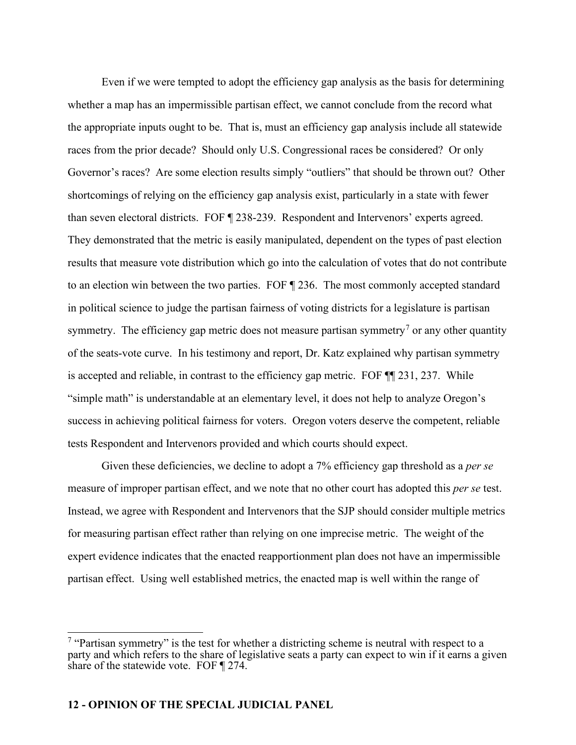Even if we were tempted to adopt the efficiency gap analysis as the basis for determining whether a map has an impermissible partisan effect, we cannot conclude from the record what the appropriate inputs ought to be. That is, must an efficiency gap analysis include all statewide races from the prior decade? Should only U.S. Congressional races be considered? Or only Governor's races? Are some election results simply "outliers" that should be thrown out? Other shortcomings of relying on the efficiency gap analysis exist, particularly in a state with fewer than seven electoral districts. FOF ¶ 238-239. Respondent and Intervenors' experts agreed. They demonstrated that the metric is easily manipulated, dependent on the types of past election results that measure vote distribution which go into the calculation of votes that do not contribute to an election win between the two parties. FOF ¶ 236. The most commonly accepted standard in political science to judge the partisan fairness of voting districts for a legislature is partisan symmetry. The efficiency gap metric does not measure partisan symmetry[7] or any other quantity of the seats-vote curve. In his testimony and report, Dr. Katz explained why partisan symmetry is accepted and reliable, in contrast to the efficiency gap metric. FOF ¶¶ 231, 237. While "simple math" is understandable at an elementary level, it does not help to analyze Oregon's success in achieving political fairness for voters. Oregon voters deserve the competent, reliable tests Respondent and Intervenors provided and which courts should expect.

Given these deficiencies, we decline to adopt a 7% efficiency gap threshold as a *per se* measure of improper partisan effect, and we note that no other court has adopted this *per se* test. Instead, we agree with Respondent and Intervenors that the SJP should consider multiple metrics for measuring partisan effect rather than relying on one imprecise metric. The weight of the expert evidence indicates that the enacted reapportionment plan does not have an impermissible partisan effect. Using well established metrics, the enacted map is well within the range of

---

[7] "Partisan symmetry" is the test for whether a districting scheme is neutral with respect to a party and which refers to the share of legislative seats a party can expect to win if it earns a given share of the statewide vote. FOF ¶ 274.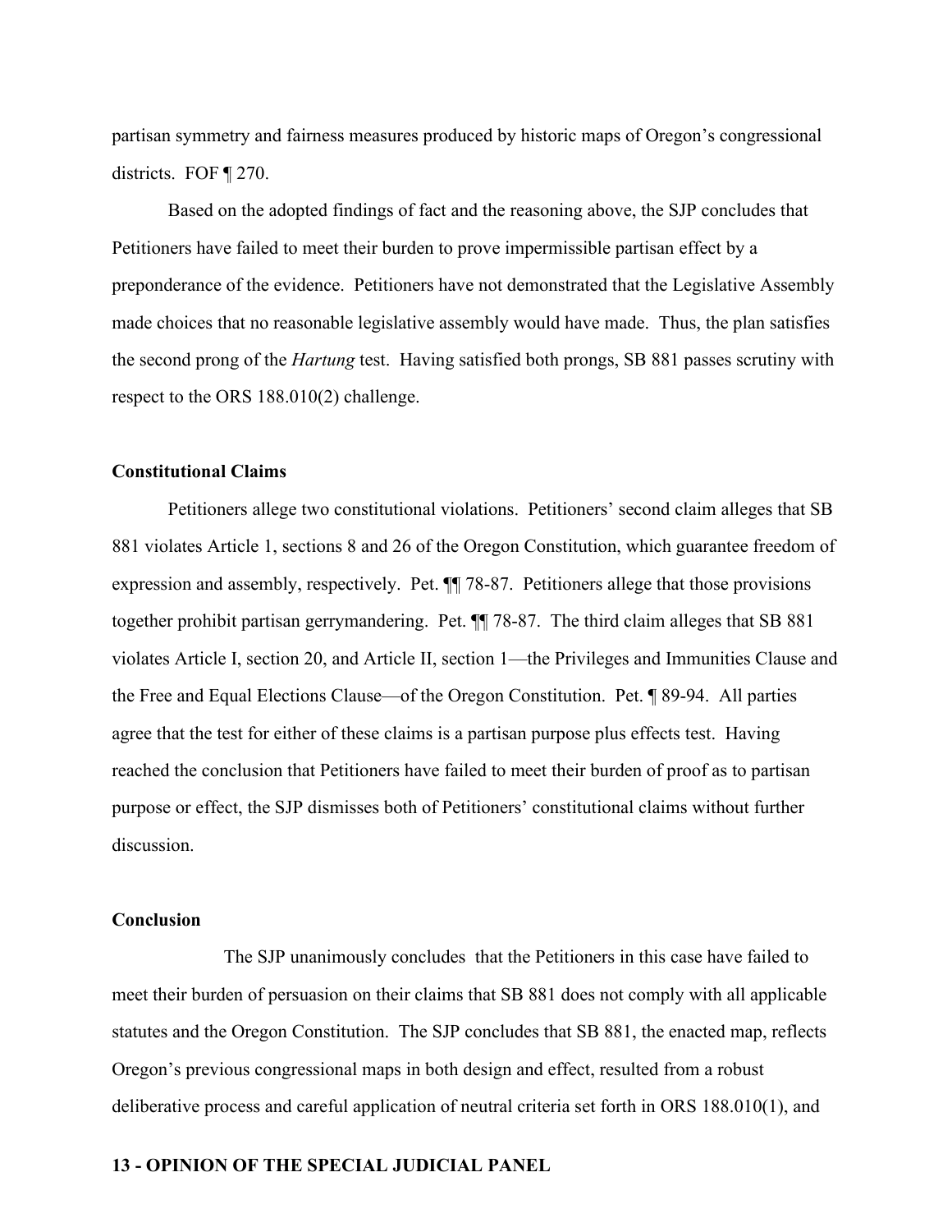partisan symmetry and fairness measures produced by historic maps of Oregon's congressional districts. FOF ¶ 270.

Based on the adopted findings of fact and the reasoning above, the SJP concludes that Petitioners have failed to meet their burden to prove impermissible partisan effect by a preponderance of the evidence. Petitioners have not demonstrated that the Legislative Assembly made choices that no reasonable legislative assembly would have made. Thus, the plan satisfies the second prong of the *Hartung* test. Having satisfied both prongs, SB 881 passes scrutiny with respect to the ORS 188.010(2) challenge.

**Constitutional Claims**

Petitioners allege two constitutional violations. Petitioners' second claim alleges that SB 881 violates Article 1, sections 8 and 26 of the Oregon Constitution, which guarantee freedom of expression and assembly, respectively. Pet. ¶¶ 78-87. Petitioners allege that those provisions together prohibit partisan gerrymandering. Pet. ¶¶ 78-87. The third claim alleges that SB 881 violates Article I, section 20, and Article II, section 1—the Privileges and Immunities Clause and the Free and Equal Elections Clause—of the Oregon Constitution. Pet. ¶ 89-94. All parties agree that the test for either of these claims is a partisan purpose plus effects test. Having reached the conclusion that Petitioners have failed to meet their burden of proof as to partisan purpose or effect, the SJP dismisses both of Petitioners' constitutional claims without further discussion.

**Conclusion**

The SJP unanimously concludes that the Petitioners in this case have failed to meet their burden of persuasion on their claims that SB 881 does not comply with all applicable statutes and the Oregon Constitution. The SJP concludes that SB 881, the enacted map, reflects Oregon's previous congressional maps in both design and effect, resulted from a robust deliberative process and careful application of neutral criteria set forth in ORS 188.010(1), and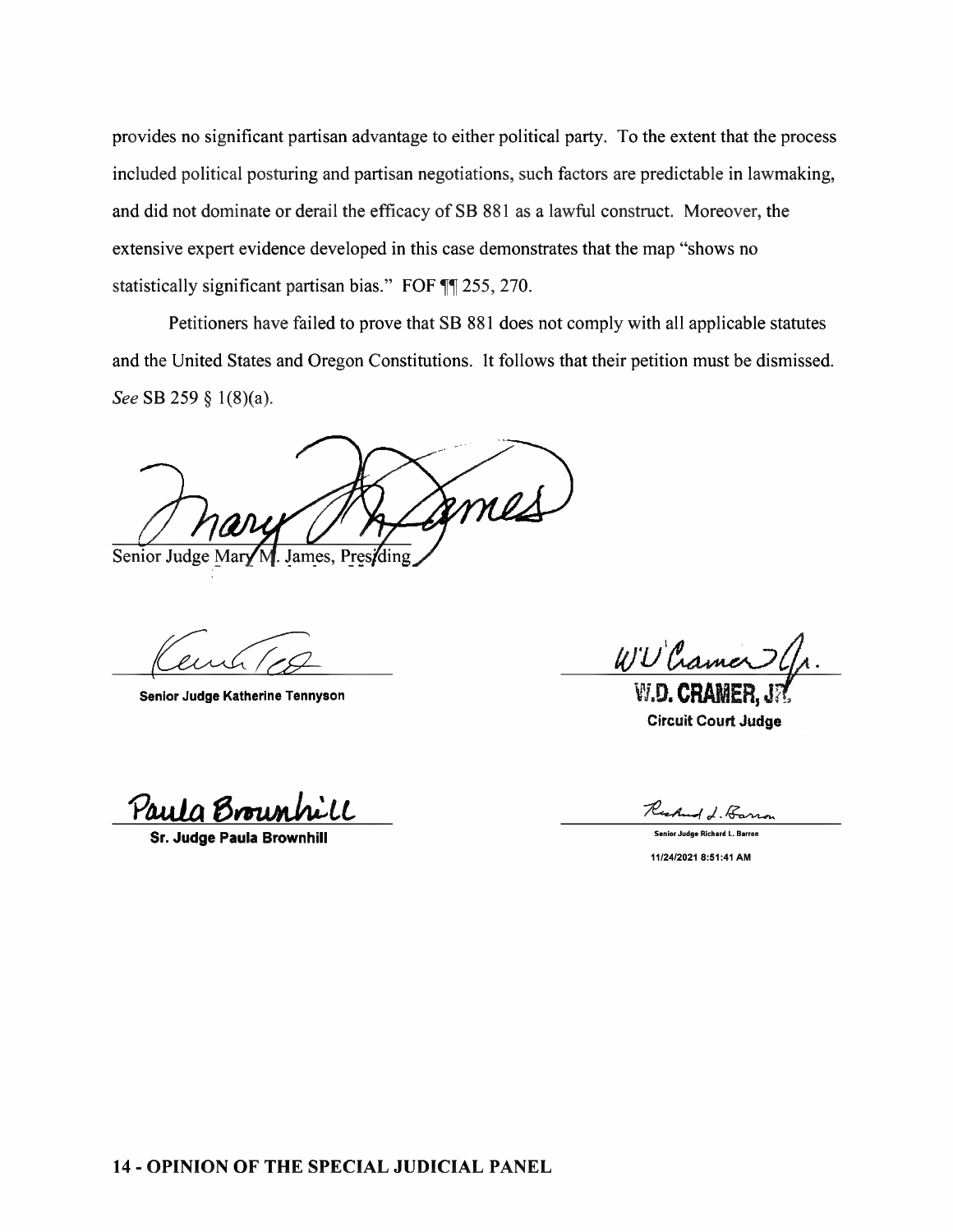provides no significant partisan advantage to either political party. To the extent that the process included political posturing and partisan negotiations, such factors are predictable in lawmaking, and did not dominate or derail the efficacy of SB 881 as a lawful construct. Moreover, the extensive expert evidence developed in this case demonstrates that the map "shows no statistically significant partisan bias." FOF ¶¶ 255, 270.

Petitioners have failed to prove that SB 881 does not comply with all applicable statutes and the United States and Oregon Constitutions. It follows that their petition must be dismissed. *See* SB 259 § 1(8)(a).

Senior Judge Mary M. James, Presiding

**Senior Judge Katherine Tennyson**

**W.D. CRAMER, JR.**
**Circuit Court Judge**

**Sr. Judge Paula Brownhill**

**Senior Judge Richard L. Barron**
**11/24/2021 8:51:41 AM**